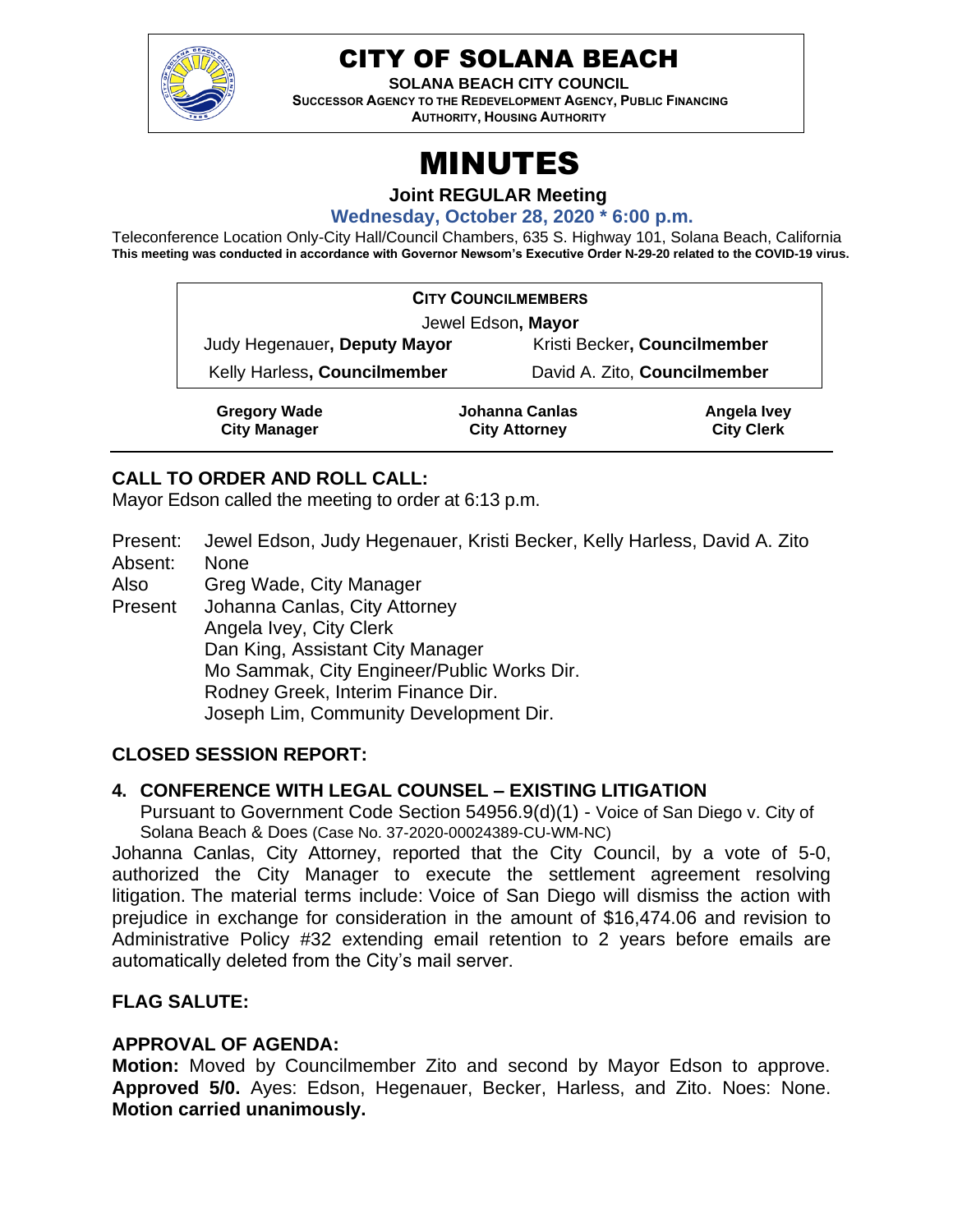# CITY OF SOLANA BEACH

**SOLANA BEACH CITY COUNCIL**
**SUCCESSOR AGENCY TO THE REDEVELOPMENT AGENCY, PUBLIC FINANCING AUTHORITY, HOUSING AUTHORITY**

# MINUTES

**Joint REGULAR Meeting**

**Wednesday, October 28, 2020 * 6:00 p.m.**

Teleconference Location Only-City Hall/Council Chambers, 635 S. Highway 101, Solana Beach, California
**This meeting was conducted in accordance with Governor Newsom's Executive Order N-29-20 related to the COVID-19 virus.**

**CITY COUNCILMEMBERS**

Jewel Edson, **Mayor**

| | |
|---|---|
| Judy Hegenauer, **Deputy Mayor** | Kristi Becker, **Councilmember** |
| Kelly Harless, **Councilmember** | David A. Zito, **Councilmember** |

| | | |
|---|---|---|
| **Gregory Wade** **City Manager** | **Johanna Canlas** **City Attorney** | **Angela Ivey** **City Clerk** |

## CALL TO ORDER AND ROLL CALL:

Mayor Edson called the meeting to order at 6:13 p.m.

Present: Jewel Edson, Judy Hegenauer, Kristi Becker, Kelly Harless, David A. Zito
Absent: None
Also Present: Greg Wade, City Manager
Johanna Canlas, City Attorney
Angela Ivey, City Clerk
Dan King, Assistant City Manager
Mo Sammak, City Engineer/Public Works Dir.
Rodney Greek, Interim Finance Dir.
Joseph Lim, Community Development Dir.

## CLOSED SESSION REPORT:

### 4. CONFERENCE WITH LEGAL COUNSEL – EXISTING LITIGATION

Pursuant to Government Code Section 54956.9(d)(1) - Voice of San Diego v. City of Solana Beach & Does (Case No. 37-2020-00024389-CU-WM-NC)

Johanna Canlas, City Attorney, reported that the City Council, by a vote of 5-0, authorized the City Manager to execute the settlement agreement resolving litigation. The material terms include: Voice of San Diego will dismiss the action with prejudice in exchange for consideration in the amount of $16,474.06 and revision to Administrative Policy #32 extending email retention to 2 years before emails are automatically deleted from the City's mail server.

## FLAG SALUTE:

## APPROVAL OF AGENDA:

**Motion:** Moved by Councilmember Zito and second by Mayor Edson to approve. **Approved 5/0.** Ayes: Edson, Hegenauer, Becker, Harless, and Zito. Noes: None. **Motion carried unanimously.**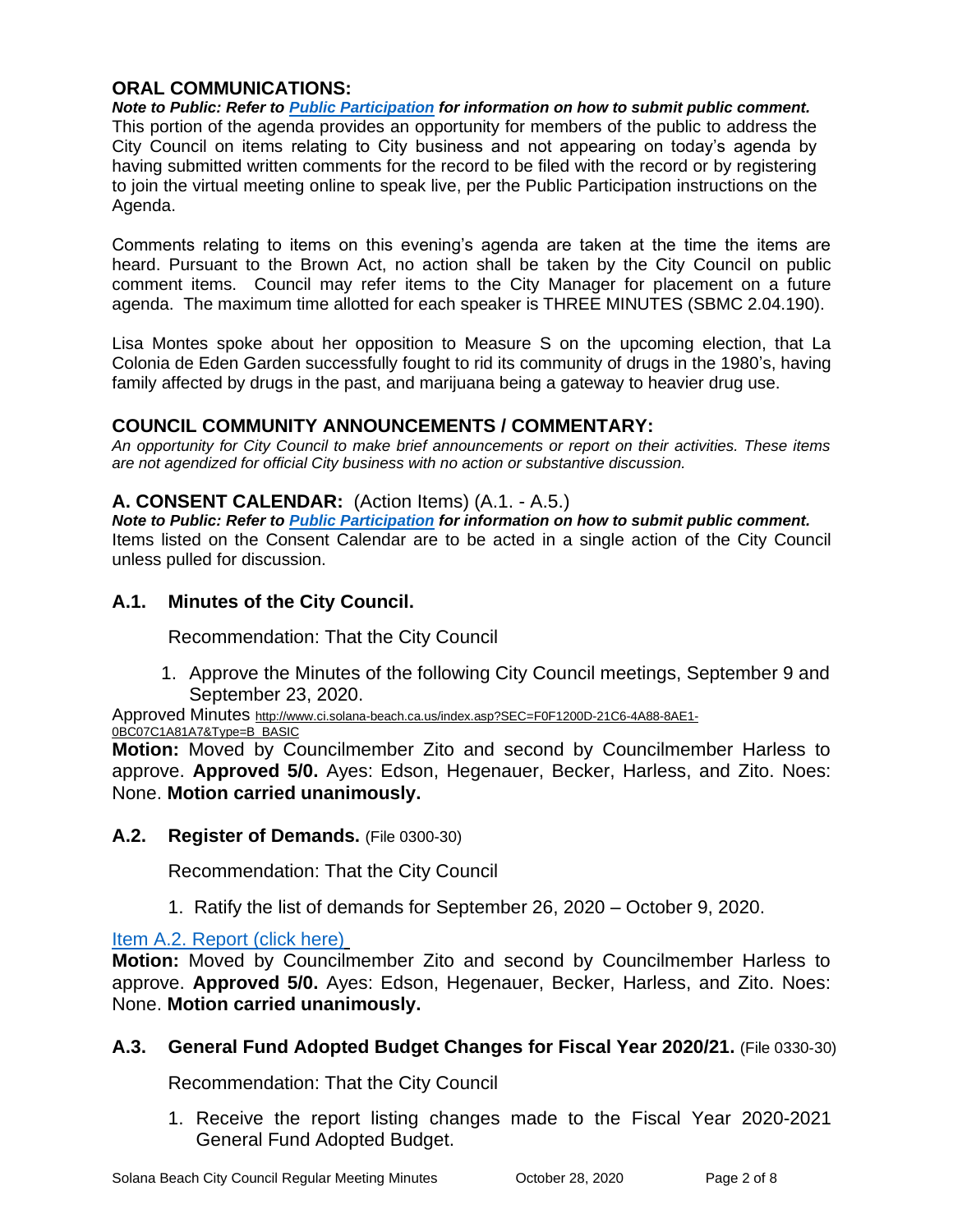## ORAL COMMUNICATIONS:

***Note to Public: Refer to [Public Participation](#) for information on how to submit public comment.***
This portion of the agenda provides an opportunity for members of the public to address the City Council on items relating to City business and not appearing on today's agenda by having submitted written comments for the record to be filed with the record or by registering to join the virtual meeting online to speak live, per the Public Participation instructions on the Agenda.

Comments relating to items on this evening's agenda are taken at the time the items are heard. Pursuant to the Brown Act, no action shall be taken by the City Council on public comment items. Council may refer items to the City Manager for placement on a future agenda. The maximum time allotted for each speaker is THREE MINUTES (SBMC 2.04.190).

Lisa Montes spoke about her opposition to Measure S on the upcoming election, that La Colonia de Eden Garden successfully fought to rid its community of drugs in the 1980's, having family affected by drugs in the past, and marijuana being a gateway to heavier drug use.

## COUNCIL COMMUNITY ANNOUNCEMENTS / COMMENTARY:

*An opportunity for City Council to make brief announcements or report on their activities. These items are not agendized for official City business with no action or substantive discussion.*

## A. CONSENT CALENDAR: (Action Items) (A.1. - A.5.)

***Note to Public: Refer to [Public Participation](#) for information on how to submit public comment.***
Items listed on the Consent Calendar are to be acted in a single action of the City Council unless pulled for discussion.

### A.1. Minutes of the City Council.

Recommendation: That the City Council

1. Approve the Minutes of the following City Council meetings, September 9 and September 23, 2020.

Approved Minutes http://www.ci.solana-beach.ca.us/index.asp?SEC=F0F1200D-21C6-4A88-8AE1-0BC07C1A81A7&Type=B_BASIC

**Motion:** Moved by Councilmember Zito and second by Councilmember Harless to approve. **Approved 5/0.** Ayes: Edson, Hegenauer, Becker, Harless, and Zito. Noes: None. **Motion carried unanimously.**

### A.2. Register of Demands. (File 0300-30)

Recommendation: That the City Council

1. Ratify the list of demands for September 26, 2020 – October 9, 2020.

[Item A.2. Report (click here)](#)

**Motion:** Moved by Councilmember Zito and second by Councilmember Harless to approve. **Approved 5/0.** Ayes: Edson, Hegenauer, Becker, Harless, and Zito. Noes: None. **Motion carried unanimously.**

### A.3. General Fund Adopted Budget Changes for Fiscal Year 2020/21. (File 0330-30)

Recommendation: That the City Council

1. Receive the report listing changes made to the Fiscal Year 2020-2021 General Fund Adopted Budget.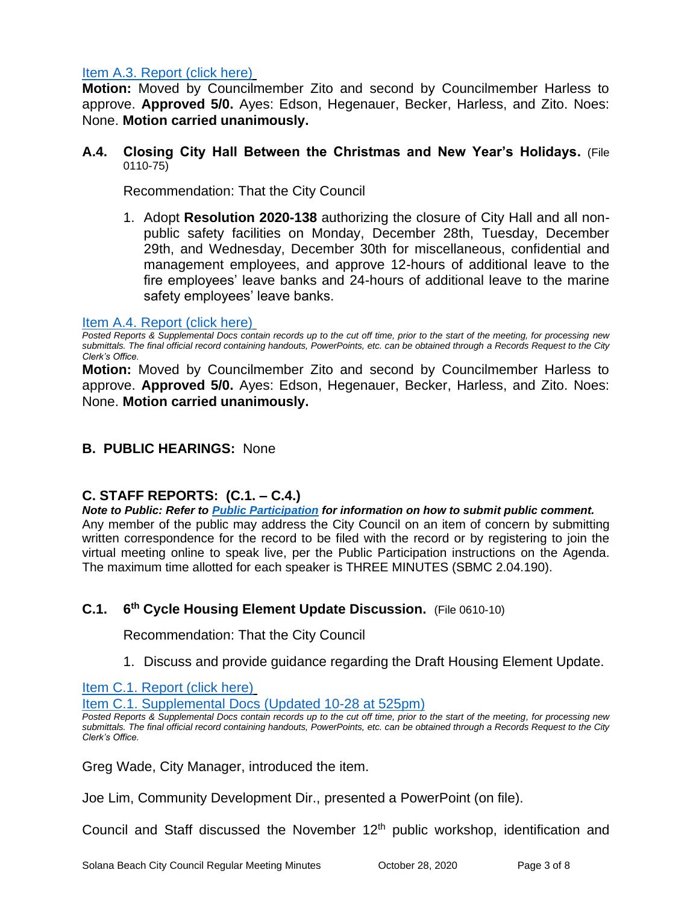[Item A.3. Report (click here)](#)

**Motion:** Moved by Councilmember Zito and second by Councilmember Harless to approve. **Approved 5/0.** Ayes: Edson, Hegenauer, Becker, Harless, and Zito. Noes: None. **Motion carried unanimously.**

### A.4. Closing City Hall Between the Christmas and New Year's Holidays. (File 0110-75)

Recommendation: That the City Council

1. Adopt **Resolution 2020-138** authorizing the closure of City Hall and all non-public safety facilities on Monday, December 28th, Tuesday, December 29th, and Wednesday, December 30th for miscellaneous, confidential and management employees, and approve 12-hours of additional leave to the fire employees' leave banks and 24-hours of additional leave to the marine safety employees' leave banks.

[Item A.4. Report (click here)](#)

*Posted Reports & Supplemental Docs contain records up to the cut off time, prior to the start of the meeting, for processing new submittals. The final official record containing handouts, PowerPoints, etc. can be obtained through a Records Request to the City Clerk's Office.*

**Motion:** Moved by Councilmember Zito and second by Councilmember Harless to approve. **Approved 5/0.** Ayes: Edson, Hegenauer, Becker, Harless, and Zito. Noes: None. **Motion carried unanimously.**

## B. PUBLIC HEARINGS: None

## C. STAFF REPORTS: (C.1. – C.4.)

***Note to Public: Refer to [Public Participation](#) for information on how to submit public comment.***

Any member of the public may address the City Council on an item of concern by submitting written correspondence for the record to be filed with the record or by registering to join the virtual meeting online to speak live, per the Public Participation instructions on the Agenda. The maximum time allotted for each speaker is THREE MINUTES (SBMC 2.04.190).

### C.1. 6th Cycle Housing Element Update Discussion. (File 0610-10)

Recommendation: That the City Council

1. Discuss and provide guidance regarding the Draft Housing Element Update.

[Item C.1. Report (click here)](#)

[Item C.1. Supplemental Docs (Updated 10-28 at 525pm)](#)

*Posted Reports & Supplemental Docs contain records up to the cut off time, prior to the start of the meeting, for processing new submittals. The final official record containing handouts, PowerPoints, etc. can be obtained through a Records Request to the City Clerk's Office.*

Greg Wade, City Manager, introduced the item.

Joe Lim, Community Development Dir., presented a PowerPoint (on file).

Council and Staff discussed the November 12th public workshop, identification and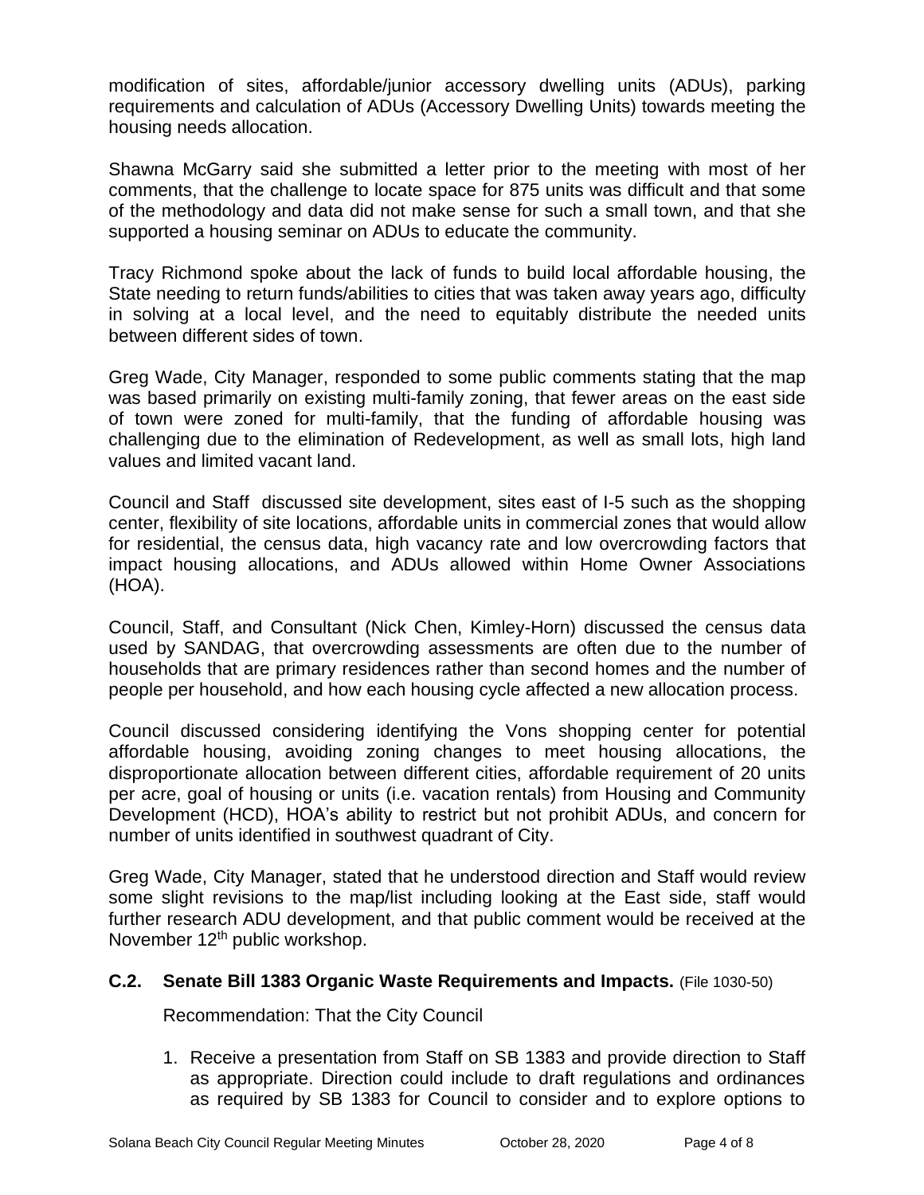modification of sites, affordable/junior accessory dwelling units (ADUs), parking requirements and calculation of ADUs (Accessory Dwelling Units) towards meeting the housing needs allocation.

Shawna McGarry said she submitted a letter prior to the meeting with most of her comments, that the challenge to locate space for 875 units was difficult and that some of the methodology and data did not make sense for such a small town, and that she supported a housing seminar on ADUs to educate the community.

Tracy Richmond spoke about the lack of funds to build local affordable housing, the State needing to return funds/abilities to cities that was taken away years ago, difficulty in solving at a local level, and the need to equitably distribute the needed units between different sides of town.

Greg Wade, City Manager, responded to some public comments stating that the map was based primarily on existing multi-family zoning, that fewer areas on the east side of town were zoned for multi-family, that the funding of affordable housing was challenging due to the elimination of Redevelopment, as well as small lots, high land values and limited vacant land.

Council and Staff discussed site development, sites east of I-5 such as the shopping center, flexibility of site locations, affordable units in commercial zones that would allow for residential, the census data, high vacancy rate and low overcrowding factors that impact housing allocations, and ADUs allowed within Home Owner Associations (HOA).

Council, Staff, and Consultant (Nick Chen, Kimley-Horn) discussed the census data used by SANDAG, that overcrowding assessments are often due to the number of households that are primary residences rather than second homes and the number of people per household, and how each housing cycle affected a new allocation process.

Council discussed considering identifying the Vons shopping center for potential affordable housing, avoiding zoning changes to meet housing allocations, the disproportionate allocation between different cities, affordable requirement of 20 units per acre, goal of housing or units (i.e. vacation rentals) from Housing and Community Development (HCD), HOA's ability to restrict but not prohibit ADUs, and concern for number of units identified in southwest quadrant of City.

Greg Wade, City Manager, stated that he understood direction and Staff would review some slight revisions to the map/list including looking at the East side, staff would further research ADU development, and that public comment would be received at the November 12th public workshop.

### C.2. Senate Bill 1383 Organic Waste Requirements and Impacts. (File 1030-50)

Recommendation: That the City Council

1. Receive a presentation from Staff on SB 1383 and provide direction to Staff as appropriate. Direction could include to draft regulations and ordinances as required by SB 1383 for Council to consider and to explore options to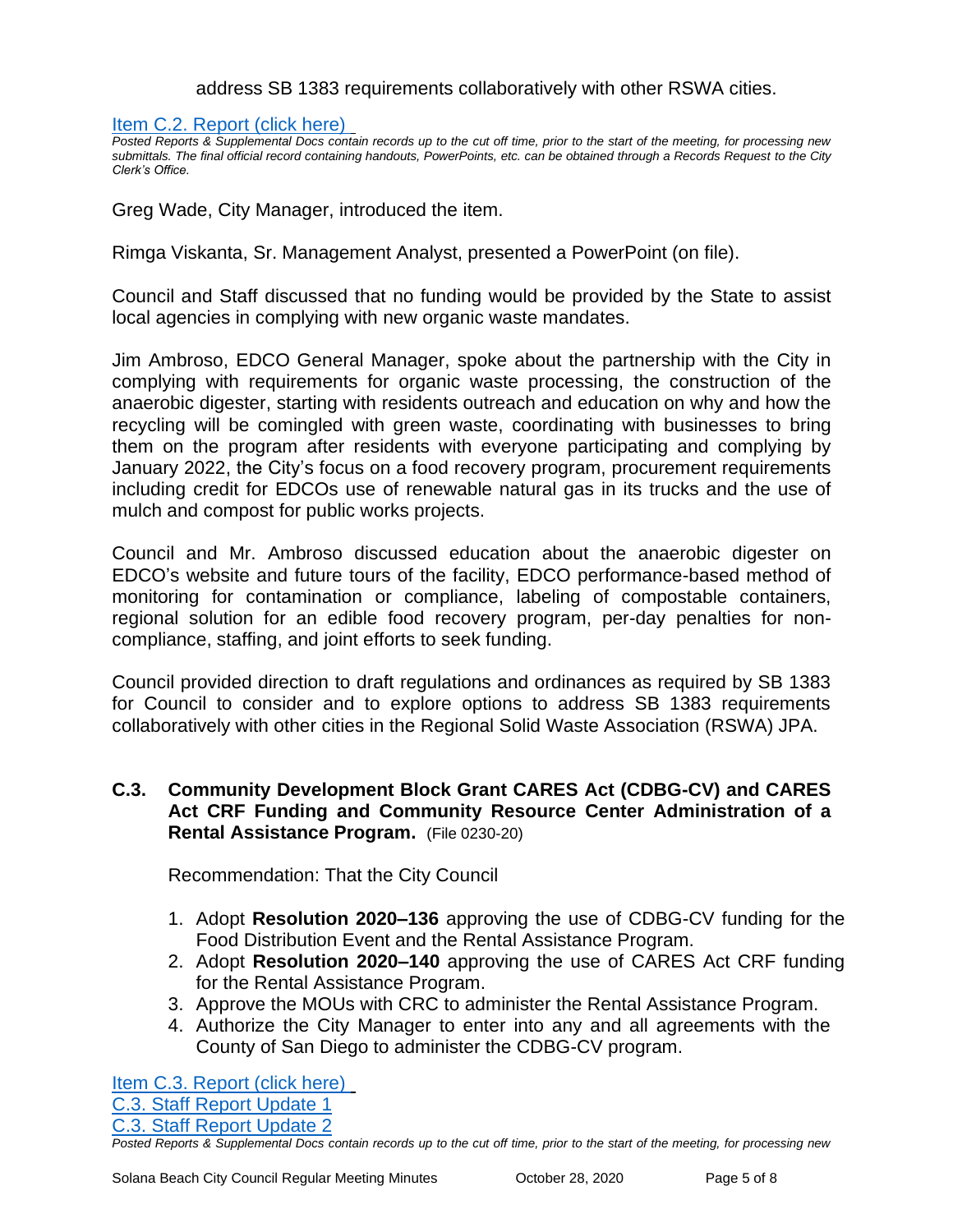address SB 1383 requirements collaboratively with other RSWA cities.

Item C.2. Report (click here)

*Posted Reports & Supplemental Docs contain records up to the cut off time, prior to the start of the meeting, for processing new submittals. The final official record containing handouts, PowerPoints, etc. can be obtained through a Records Request to the City Clerk's Office.*

Greg Wade, City Manager, introduced the item.

Rimga Viskanta, Sr. Management Analyst, presented a PowerPoint (on file).

Council and Staff discussed that no funding would be provided by the State to assist local agencies in complying with new organic waste mandates.

Jim Ambroso, EDCO General Manager, spoke about the partnership with the City in complying with requirements for organic waste processing, the construction of the anaerobic digester, starting with residents outreach and education on why and how the recycling will be comingled with green waste, coordinating with businesses to bring them on the program after residents with everyone participating and complying by January 2022, the City's focus on a food recovery program, procurement requirements including credit for EDCOs use of renewable natural gas in its trucks and the use of mulch and compost for public works projects.

Council and Mr. Ambroso discussed education about the anaerobic digester on EDCO's website and future tours of the facility, EDCO performance-based method of monitoring for contamination or compliance, labeling of compostable containers, regional solution for an edible food recovery program, per-day penalties for non-compliance, staffing, and joint efforts to seek funding.

Council provided direction to draft regulations and ordinances as required by SB 1383 for Council to consider and to explore options to address SB 1383 requirements collaboratively with other cities in the Regional Solid Waste Association (RSWA) JPA.

**C.3. Community Development Block Grant CARES Act (CDBG-CV) and CARES Act CRF Funding and Community Resource Center Administration of a Rental Assistance Program.** (File 0230-20)

Recommendation: That the City Council

1. Adopt **Resolution 2020–136** approving the use of CDBG-CV funding for the Food Distribution Event and the Rental Assistance Program.
2. Adopt **Resolution 2020–140** approving the use of CARES Act CRF funding for the Rental Assistance Program.
3. Approve the MOUs with CRC to administer the Rental Assistance Program.
4. Authorize the City Manager to enter into any and all agreements with the County of San Diego to administer the CDBG-CV program.

Item C.3. Report (click here)
C.3. Staff Report Update 1
C.3. Staff Report Update 2

*Posted Reports & Supplemental Docs contain records up to the cut off time, prior to the start of the meeting, for processing new*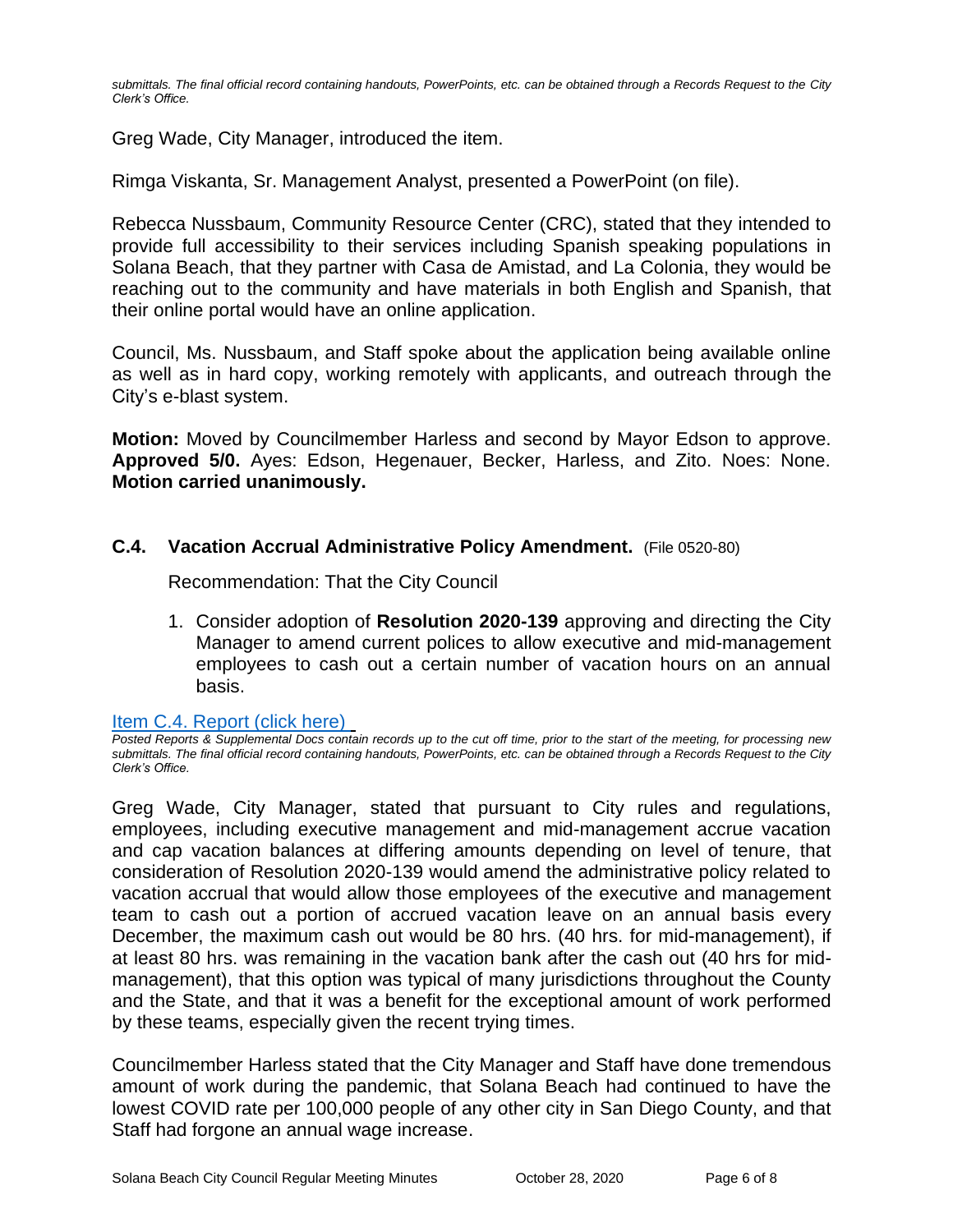*submittals. The final official record containing handouts, PowerPoints, etc. can be obtained through a Records Request to the City Clerk's Office.*

Greg Wade, City Manager, introduced the item.

Rimga Viskanta, Sr. Management Analyst, presented a PowerPoint (on file).

Rebecca Nussbaum, Community Resource Center (CRC), stated that they intended to provide full accessibility to their services including Spanish speaking populations in Solana Beach, that they partner with Casa de Amistad, and La Colonia, they would be reaching out to the community and have materials in both English and Spanish, that their online portal would have an online application.

Council, Ms. Nussbaum, and Staff spoke about the application being available online as well as in hard copy, working remotely with applicants, and outreach through the City's e-blast system.

**Motion:** Moved by Councilmember Harless and second by Mayor Edson to approve. **Approved 5/0.** Ayes: Edson, Hegenauer, Becker, Harless, and Zito. Noes: None. **Motion carried unanimously.**

### C.4. Vacation Accrual Administrative Policy Amendment. (File 0520-80)

Recommendation: That the City Council

1. Consider adoption of **Resolution 2020-139** approving and directing the City Manager to amend current polices to allow executive and mid-management employees to cash out a certain number of vacation hours on an annual basis.

Item C.4. Report (click here)

*Posted Reports & Supplemental Docs contain records up to the cut off time, prior to the start of the meeting, for processing new submittals. The final official record containing handouts, PowerPoints, etc. can be obtained through a Records Request to the City Clerk's Office.*

Greg Wade, City Manager, stated that pursuant to City rules and regulations, employees, including executive management and mid-management accrue vacation and cap vacation balances at differing amounts depending on level of tenure, that consideration of Resolution 2020-139 would amend the administrative policy related to vacation accrual that would allow those employees of the executive and management team to cash out a portion of accrued vacation leave on an annual basis every December, the maximum cash out would be 80 hrs. (40 hrs. for mid-management), if at least 80 hrs. was remaining in the vacation bank after the cash out (40 hrs for mid-management), that this option was typical of many jurisdictions throughout the County and the State, and that it was a benefit for the exceptional amount of work performed by these teams, especially given the recent trying times.

Councilmember Harless stated that the City Manager and Staff have done tremendous amount of work during the pandemic, that Solana Beach had continued to have the lowest COVID rate per 100,000 people of any other city in San Diego County, and that Staff had forgone an annual wage increase.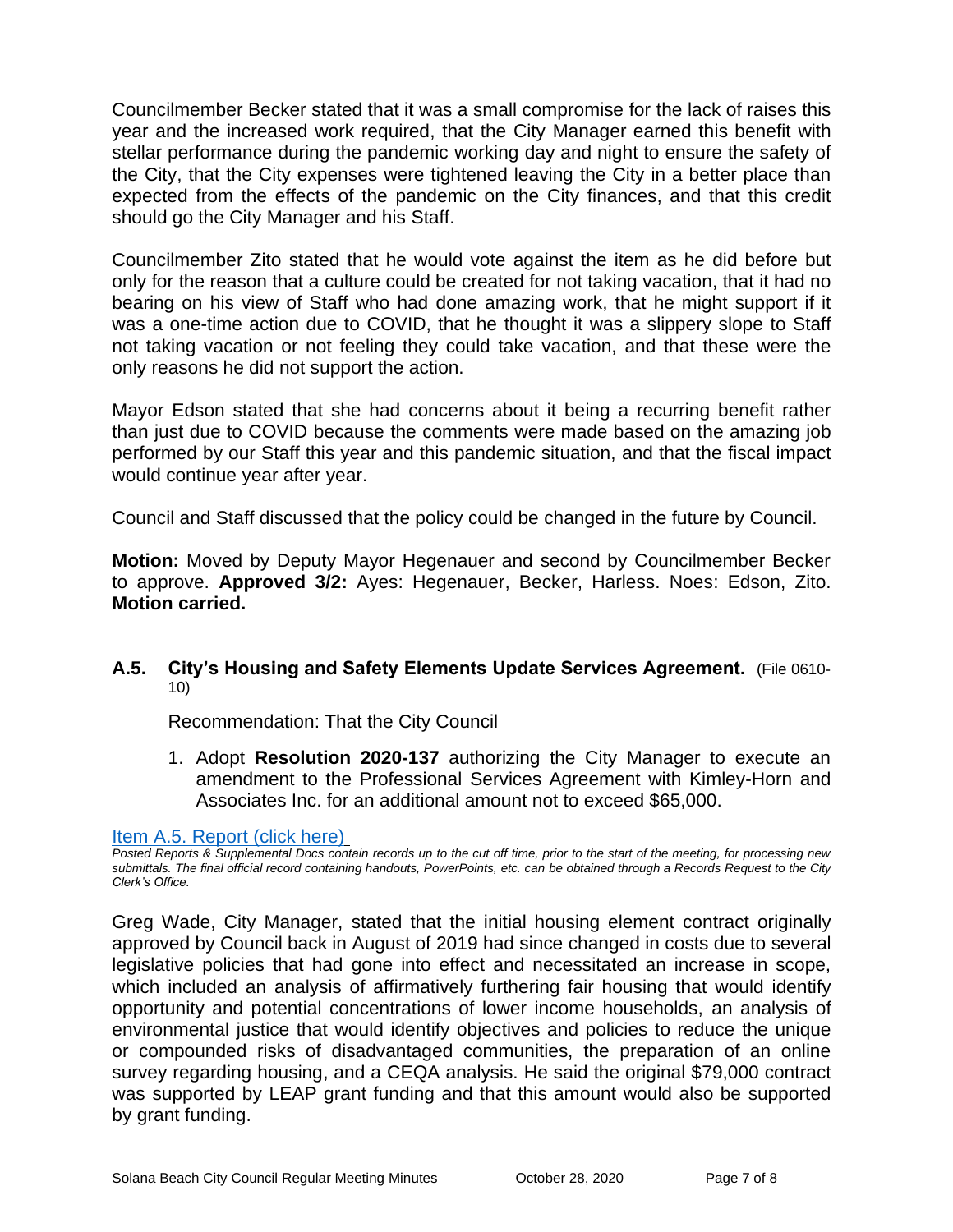Councilmember Becker stated that it was a small compromise for the lack of raises this year and the increased work required, that the City Manager earned this benefit with stellar performance during the pandemic working day and night to ensure the safety of the City, that the City expenses were tightened leaving the City in a better place than expected from the effects of the pandemic on the City finances, and that this credit should go the City Manager and his Staff.

Councilmember Zito stated that he would vote against the item as he did before but only for the reason that a culture could be created for not taking vacation, that it had no bearing on his view of Staff who had done amazing work, that he might support if it was a one-time action due to COVID, that he thought it was a slippery slope to Staff not taking vacation or not feeling they could take vacation, and that these were the only reasons he did not support the action.

Mayor Edson stated that she had concerns about it being a recurring benefit rather than just due to COVID because the comments were made based on the amazing job performed by our Staff this year and this pandemic situation, and that the fiscal impact would continue year after year.

Council and Staff discussed that the policy could be changed in the future by Council.

**Motion:** Moved by Deputy Mayor Hegenauer and second by Councilmember Becker to approve. **Approved 3/2:** Ayes: Hegenauer, Becker, Harless. Noes: Edson, Zito. **Motion carried.**

### A.5. City's Housing and Safety Elements Update Services Agreement. (File 0610-10)

Recommendation: That the City Council

1. Adopt **Resolution 2020-137** authorizing the City Manager to execute an amendment to the Professional Services Agreement with Kimley-Horn and Associates Inc. for an additional amount not to exceed $65,000.

Item A.5. Report (click here)

*Posted Reports & Supplemental Docs contain records up to the cut off time, prior to the start of the meeting, for processing new submittals. The final official record containing handouts, PowerPoints, etc. can be obtained through a Records Request to the City Clerk's Office.*

Greg Wade, City Manager, stated that the initial housing element contract originally approved by Council back in August of 2019 had since changed in costs due to several legislative policies that had gone into effect and necessitated an increase in scope, which included an analysis of affirmatively furthering fair housing that would identify opportunity and potential concentrations of lower income households, an analysis of environmental justice that would identify objectives and policies to reduce the unique or compounded risks of disadvantaged communities, the preparation of an online survey regarding housing, and a CEQA analysis. He said the original $79,000 contract was supported by LEAP grant funding and that this amount would also be supported by grant funding.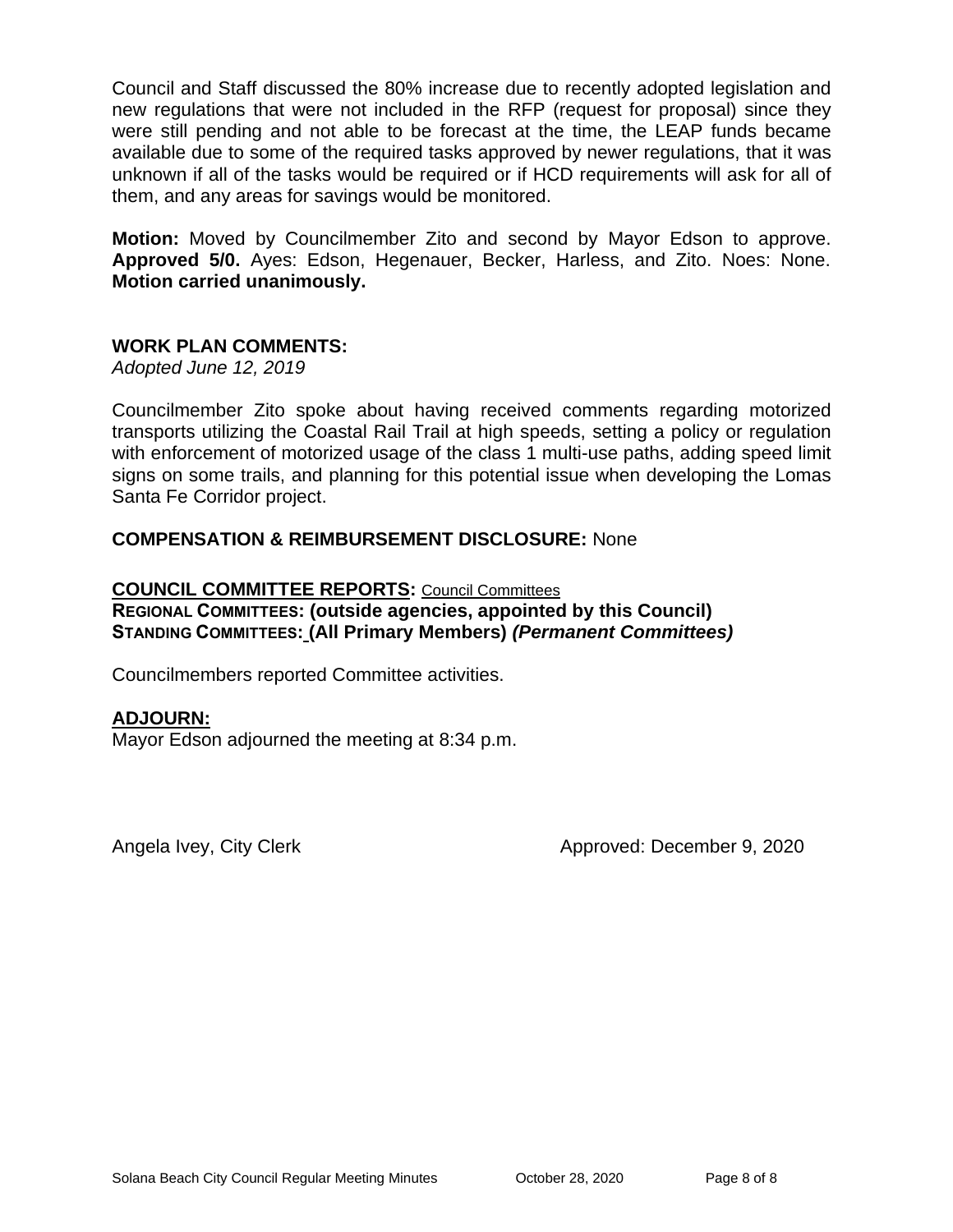Council and Staff discussed the 80% increase due to recently adopted legislation and new regulations that were not included in the RFP (request for proposal) since they were still pending and not able to be forecast at the time, the LEAP funds became available due to some of the required tasks approved by newer regulations, that it was unknown if all of the tasks would be required or if HCD requirements will ask for all of them, and any areas for savings would be monitored.

**Motion:** Moved by Councilmember Zito and second by Mayor Edson to approve. **Approved 5/0.** Ayes: Edson, Hegenauer, Becker, Harless, and Zito. Noes: None. **Motion carried unanimously.**

## WORK PLAN COMMENTS:

*Adopted June 12, 2019*

Councilmember Zito spoke about having received comments regarding motorized transports utilizing the Coastal Rail Trail at high speeds, setting a policy or regulation with enforcement of motorized usage of the class 1 multi-use paths, adding speed limit signs on some trails, and planning for this potential issue when developing the Lomas Santa Fe Corridor project.

## COMPENSATION & REIMBURSEMENT DISCLOSURE: None

## COUNCIL COMMITTEE REPORTS: Council Committees

**REGIONAL COMMITTEES: (outside agencies, appointed by this Council)**
**STANDING COMMITTEES: (All Primary Members)** ***(Permanent Committees)***

Councilmembers reported Committee activities.

## ADJOURN:

Mayor Edson adjourned the meeting at 8:34 p.m.

Angela Ivey, City Clerk                                        Approved: December 9, 2020